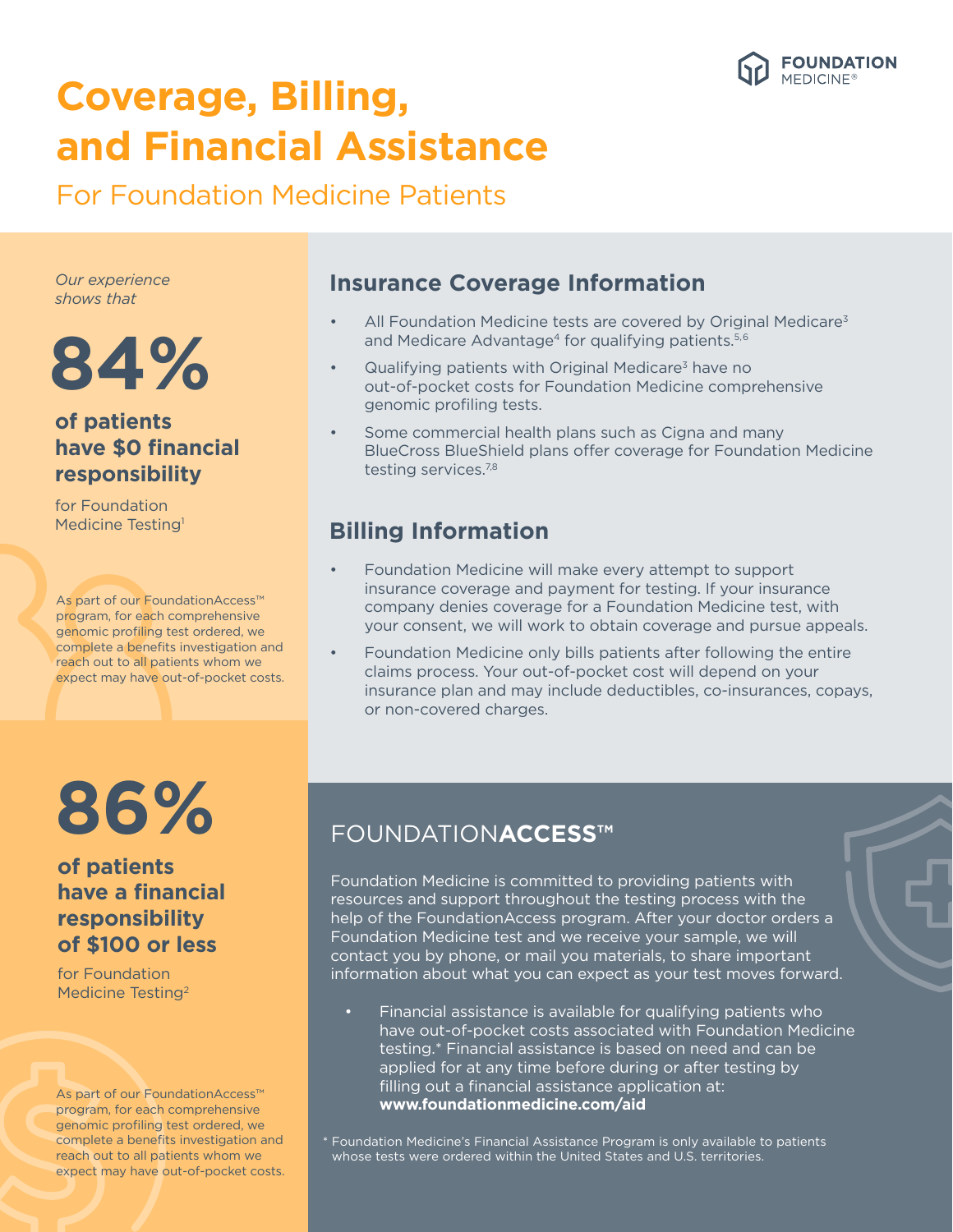# Coverage, Billing, and Financial Assistance

## For Foundation Medicine Patients

*Our experience shows that*

**84%**

**of patients have $0 financial responsibility**

for Foundation Medicine Testing[1]

As part of our FoundationAccess™ program, for each comprehensive genomic profiling test ordered, we complete a benefits investigation and reach out to all patients whom we expect may have out-of-pocket costs.

**86%**

**of patients have a financial responsibility of $100 or less**

for Foundation Medicine Testing[2]

As part of our FoundationAccess™ program, for each comprehensive genomic profiling test ordered, we complete a benefits investigation and reach out to all patients whom we expect may have out-of-pocket costs.

## Insurance Coverage Information

- All Foundation Medicine tests are covered by Original Medicare[3] and Medicare Advantage[4] for qualifying patients.[5,6]
- Qualifying patients with Original Medicare[3] have no out-of-pocket costs for Foundation Medicine comprehensive genomic profiling tests.
- Some commercial health plans such as Cigna and many BlueCross BlueShield plans offer coverage for Foundation Medicine testing services.[7,8]

## Billing Information

- Foundation Medicine will make every attempt to support insurance coverage and payment for testing. If your insurance company denies coverage for a Foundation Medicine test, with your consent, we will work to obtain coverage and pursue appeals.
- Foundation Medicine only bills patients after following the entire claims process. Your out-of-pocket cost will depend on your insurance plan and may include deductibles, co-insurances, copays, or non-covered charges.

## FOUNDATION**ACCESS™**

Foundation Medicine is committed to providing patients with resources and support throughout the testing process with the help of the FoundationAccess program. After your doctor orders a Foundation Medicine test and we receive your sample, we will contact you by phone, or mail you materials, to share important information about what you can expect as your test moves forward.

- Financial assistance is available for qualifying patients who have out-of-pocket costs associated with Foundation Medicine testing.* Financial assistance is based on need and can be applied for at any time before during or after testing by filling out a financial assistance application at: **www.foundationmedicine.com/aid**

\* Foundation Medicine's Financial Assistance Program is only available to patients whose tests were ordered within the United States and U.S. territories.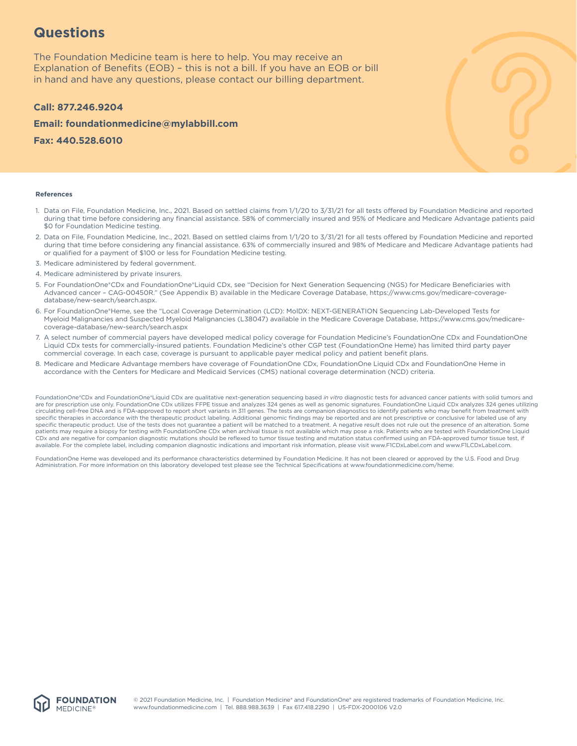# Questions

The Foundation Medicine team is here to help. You may receive an Explanation of Benefits (EOB) – this is not a bill. If you have an EOB or bill in hand and have any questions, please contact our billing department.

**Call: 877.246.9204**

**Email: foundationmedicine@mylabbill.com**

**Fax: 440.528.6010**

**References**

1. Data on File, Foundation Medicine, Inc., 2021. Based on settled claims from 1/1/20 to 3/31/21 for all tests offered by Foundation Medicine and reported during that time before considering any financial assistance. 58% of commercially insured and 95% of Medicare and Medicare Advantage patients paid $0 for Foundation Medicine testing.
2. Data on File, Foundation Medicine, Inc., 2021. Based on settled claims from 1/1/20 to 3/31/21 for all tests offered by Foundation Medicine and reported during that time before considering any financial assistance. 63% of commercially insured and 98% of Medicare and Medicare Advantage patients had or qualified for a payment of $100 or less for Foundation Medicine testing.
3. Medicare administered by federal government.
4. Medicare administered by private insurers.
5. For FoundationOne®CDx and FoundationOne®Liquid CDx, see "Decision for Next Generation Sequencing (NGS) for Medicare Beneficiaries with Advanced cancer – CAG-00450R." (See Appendix B) available in the Medicare Coverage Database, https://www.cms.gov/medicare-coverage-database/new-search/search.aspx.
6. For FoundationOne®Heme, see the "Local Coverage Determination (LCD): MolDX: NEXT-GENERATION Sequencing Lab-Developed Tests for Myeloid Malignancies and Suspected Myeloid Malignancies (L38047) available in the Medicare Coverage Database, https://www.cms.gov/medicare-coverage-database/new-search/search.aspx
7. A select number of commercial payers have developed medical policy coverage for Foundation Medicine's FoundationOne CDx and FoundationOne Liquid CDx tests for commercially-insured patients. Foundation Medicine's other CGP test (FoundationOne Heme) has limited third party payer commercial coverage. In each case, coverage is pursuant to applicable payer medical policy and patient benefit plans.
8. Medicare and Medicare Advantage members have coverage of FoundationOne CDx, FoundationOne Liquid CDx and FoundationOne Heme in accordance with the Centers for Medicare and Medicaid Services (CMS) national coverage determination (NCD) criteria.

FoundationOne®CDx and FoundationOne®Liquid CDx are qualitative next-generation sequencing based *in vitro* diagnostic tests for advanced cancer patients with solid tumors and are for prescription use only. FoundationOne CDx utilizes FFPE tissue and analyzes 324 genes as well as genomic signatures. FoundationOne Liquid CDx analyzes 324 genes utilizing circulating cell-free DNA and is FDA-approved to report short variants in 311 genes. The tests are companion diagnostics to identify patients who may benefit from treatment with specific therapies in accordance with the therapeutic product labeling. Additional genomic findings may be reported and are not prescriptive or conclusive for labeled use of any specific therapeutic product. Use of the tests does not guarantee a patient will be matched to a treatment. A negative result does not rule out the presence of an alteration. Some patients may require a biopsy for testing with FoundationOne CDx when archival tissue is not available which may pose a risk. Patients who are tested with FoundationOne Liquid CDx and are negative for companion diagnostic mutations should be reflexed to tumor tissue testing and mutation status confirmed using an FDA-approved tumor tissue test, if available. For the complete label, including companion diagnostic indications and important risk information, please visit www.F1CDxLabel.com and www.F1LCDxLabel.com.

FoundationOne Heme was developed and its performance characteristics determined by Foundation Medicine. It has not been cleared or approved by the U.S. Food and Drug Administration. For more information on this laboratory developed test please see the Technical Specifications at www.foundationmedicine.com/heme.

FOUNDATION MEDICINE®

© 2021 Foundation Medicine, Inc. | Foundation Medicine® and FoundationOne® are registered trademarks of Foundation Medicine, Inc.
www.foundationmedicine.com | Tel. 888.988.3639 | Fax 617.418.2290 | US-FDX-2000106 V2.0